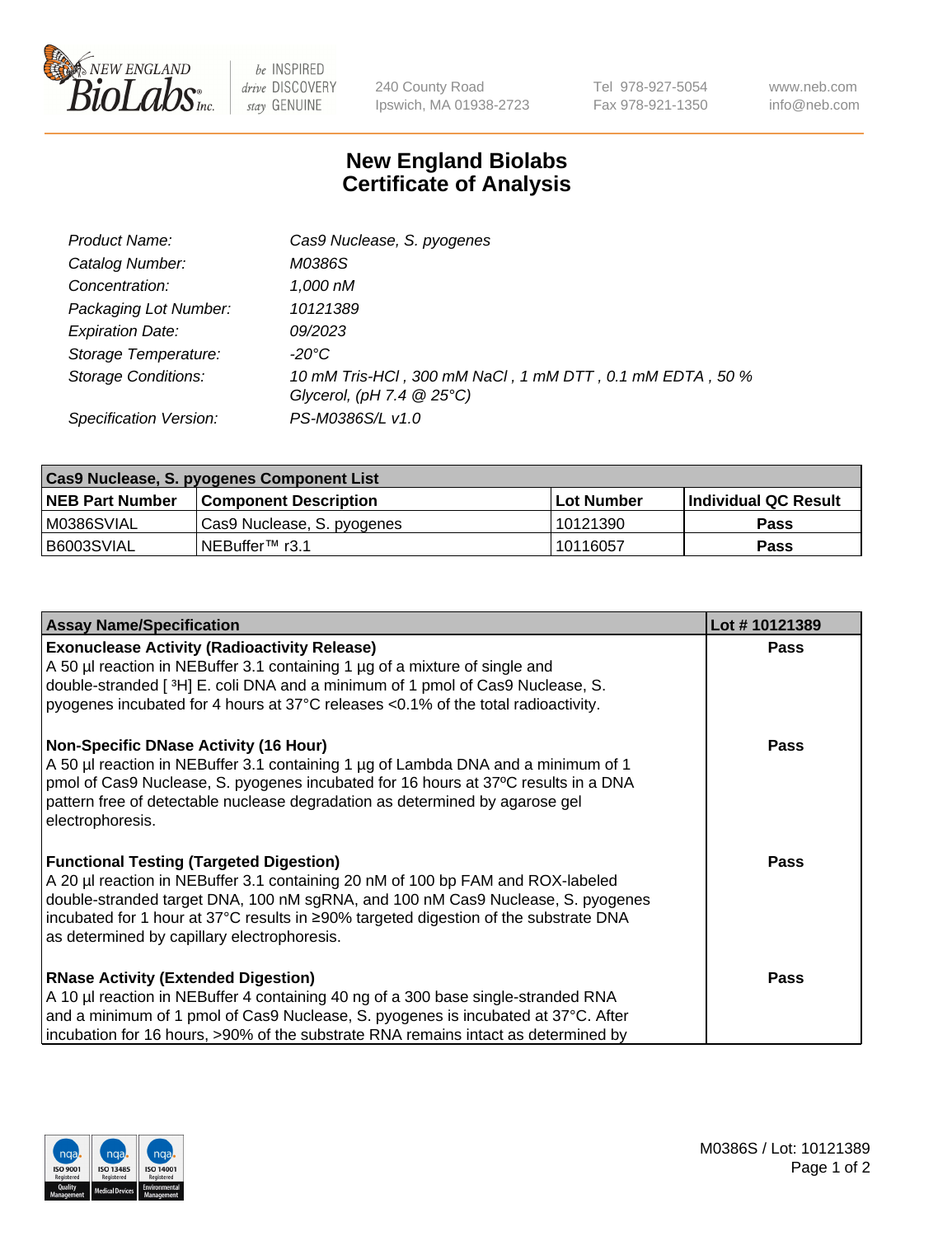# New England Biolabs Certificate of Analysis

| | |
|---|---|
| *Product Name:* | *Cas9 Nuclease, S. pyogenes* |
| *Catalog Number:* | *M0386S* |
| *Concentration:* | *1,000 nM* |
| *Packaging Lot Number:* | *10121389* |
| *Expiration Date:* | *09/2023* |
| *Storage Temperature:* | *-20°C* |
| *Storage Conditions:* | *10 mM Tris-HCl , 300 mM NaCl , 1 mM DTT , 0.1 mM EDTA , 50 % Glycerol, (pH 7.4 @ 25°C)* |
| *Specification Version:* | *PS-M0386S/L v1.0* |

| **Cas9 Nuclease, S. pyogenes Component List** | | | |
|---|---|---|---|
| **NEB Part Number** | **Component Description** | **Lot Number** | **Individual QC Result** |
| M0386SVIAL | Cas9 Nuclease, S. pyogenes | 10121390 | **Pass** |
| B6003SVIAL | NEBuffer™ r3.1 | 10116057 | **Pass** |

| **Assay Name/Specification** | **Lot # 10121389** |
|---|---|
| **Exonuclease Activity (Radioactivity Release)**<br>A 50 µl reaction in NEBuffer 3.1 containing 1 µg of a mixture of single and double-stranded [ $^{3}$H] E. coli DNA and a minimum of 1 pmol of Cas9 Nuclease, S. pyogenes incubated for 4 hours at 37°C releases <0.1% of the total radioactivity. | **Pass** |
| **Non-Specific DNase Activity (16 Hour)**<br>A 50 µl reaction in NEBuffer 3.1 containing 1 µg of Lambda DNA and a minimum of 1 pmol of Cas9 Nuclease, S. pyogenes incubated for 16 hours at 37ºC results in a DNA pattern free of detectable nuclease degradation as determined by agarose gel electrophoresis. | **Pass** |
| **Functional Testing (Targeted Digestion)**<br>A 20 µl reaction in NEBuffer 3.1 containing 20 nM of 100 bp FAM and ROX-labeled double-stranded target DNA, 100 nM sgRNA, and 100 nM Cas9 Nuclease, S. pyogenes incubated for 1 hour at 37°C results in ≥90% targeted digestion of the substrate DNA as determined by capillary electrophoresis. | **Pass** |
| **RNase Activity (Extended Digestion)**<br>A 10 µl reaction in NEBuffer 4 containing 40 ng of a 300 base single-stranded RNA and a minimum of 1 pmol of Cas9 Nuclease, S. pyogenes is incubated at 37°C. After incubation for 16 hours, >90% of the substrate RNA remains intact as determined by | **Pass** |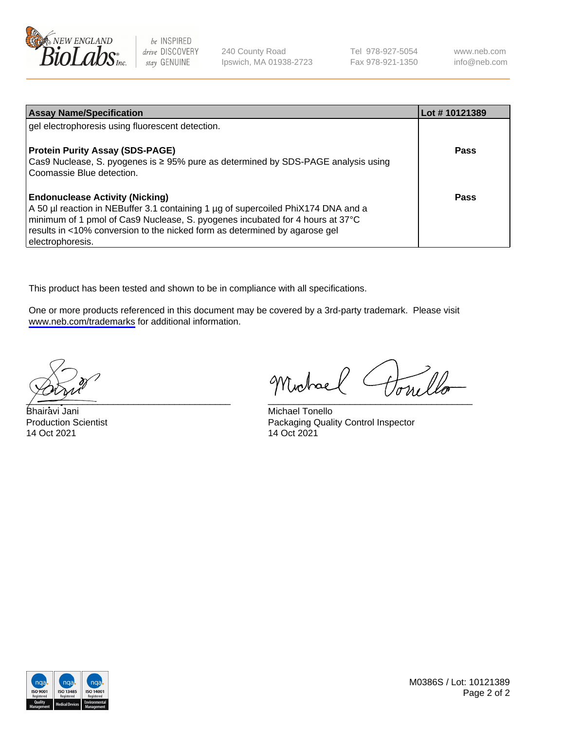| Assay Name/Specification | Lot # 10121389 |
|---|---|
| gel electrophoresis using fluorescent detection. | |
| **Protein Purity Assay (SDS-PAGE)**<br>Cas9 Nuclease, S. pyogenes is ≥ 95% pure as determined by SDS-PAGE analysis using Coomassie Blue detection. | **Pass** |
| **Endonuclease Activity (Nicking)**<br>A 50 µl reaction in NEBuffer 3.1 containing 1 µg of supercoiled PhiX174 DNA and a minimum of 1 pmol of Cas9 Nuclease, S. pyogenes incubated for 4 hours at 37°C results in <10% conversion to the nicked form as determined by agarose gel electrophoresis. | **Pass** |

This product has been tested and shown to be in compliance with all specifications.

One or more products referenced in this document may be covered by a 3rd-party trademark. Please visit www.neb.com/trademarks for additional information.

Bhairavi Jani
Production Scientist
14 Oct 2021

Michael Tonello
Packaging Quality Control Inspector
14 Oct 2021

M0386S / Lot: 10121389